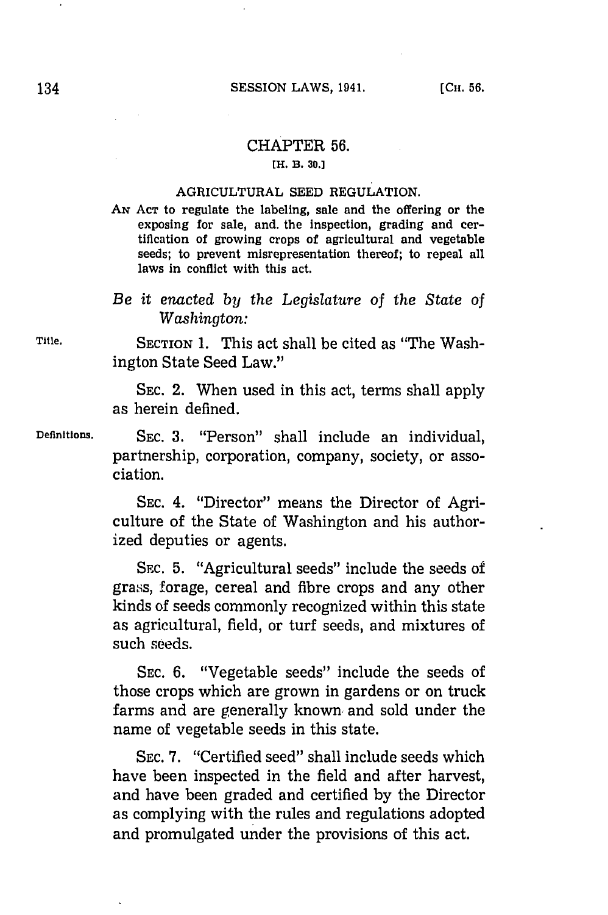# CHAPTER 56.

[H. B. 30.]

## AGRICULTURAL SEED REGULATION.

AN ACT to regulate the labeling, sale and the offering or the exposing for sale, and the inspection, grading and certification of growing crops of agricultural and vegetable seeds; to prevent misrepresentation thereof; to repeal all laws in conflict with this act.

*Be it enacted by the Legislature of the State of Washington:*

Title. SECTION 1. This act shall be cited as "The Washington State Seed Law."

SEC. 2. When used in this act, terms shall apply as herein defined.

Definitions. SEC. 3. "Person" shall include an individual, partnership, corporation, company, society, or association.

SEC. 4. "Director" means the Director of Agriculture of the State of Washington and his authorized deputies or agents.

SEC. 5. "Agricultural seeds" include the seeds of grass, forage, cereal and fibre crops and any other kinds of seeds commonly recognized within this state as agricultural, field, or turf seeds, and mixtures of such seeds.

SEC. 6. "Vegetable seeds" include the seeds of those crops which are grown in gardens or on truck farms and are generally known and sold under the name of vegetable seeds in this state.

SEC. 7. "Certified seed" shall include seeds which have been inspected in the field and after harvest, and have been graded and certified by the Director as complying with the rules and regulations adopted and promulgated under the provisions of this act.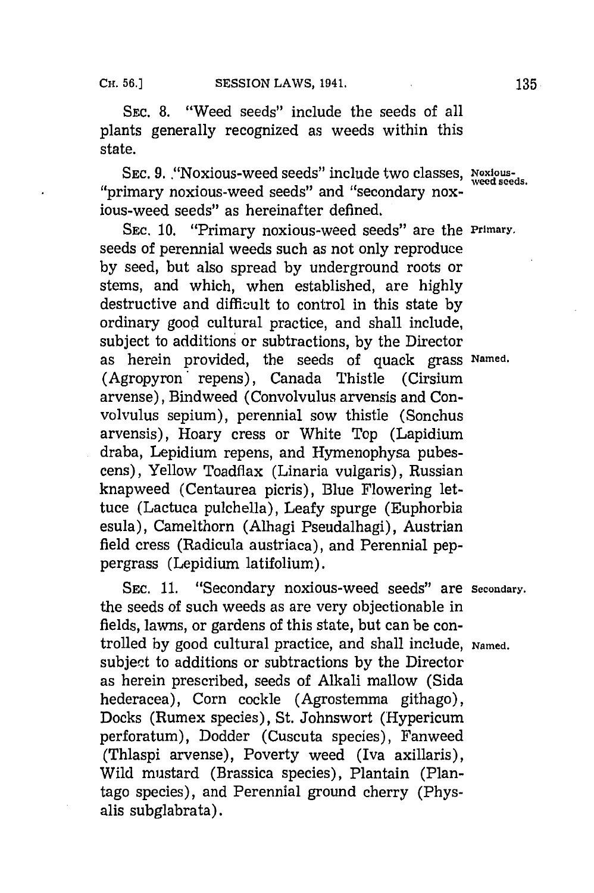SEC. 8. "Weed seeds" include the seeds of all plants generally recognized as weeds within this state.

SEC. 9. "Noxious-weed seeds" include two classes, "primary noxious-weed seeds" and "secondary noxious-weed seeds" as hereinafter defined.

Noxious-weed seeds.

SEC. 10. "Primary noxious-weed seeds" are the seeds of perennial weeds such as not only reproduce by seed, but also spread by underground roots or stems, and which, when established, are highly destructive and difficult to control in this state by ordinary good cultural practice, and shall include, subject to additions or subtractions, by the Director as herein provided, the seeds of quack grass (Agropyron repens), Canada Thistle (Cirsium arvense), Bindweed (Convolvulus arvensis and Convolvulus sepium), perennial sow thistle (Sonchus arvensis), Hoary cress or White Top (Lapidium draba, Lepidium repens, and Hymenophysa pubescens), Yellow Toadflax (Linaria vulgaris), Russian knapweed (Centaurea picris), Blue Flowering lettuce (Lactuca pulchella), Leafy spurge (Euphorbia esula), Camelthorn (Alhagi Pseudalhagi), Austrian field cress (Radicula austriaca), and Perennial peppergrass (Lepidium latifolium).

Primary.

Named.

SEC. 11. "Secondary noxious-weed seeds" are the seeds of such weeds as are very objectionable in fields, lawns, or gardens of this state, but can be controlled by good cultural practice, and shall include, subject to additions or subtractions by the Director as herein prescribed, seeds of Alkali mallow (Sida hederacea), Corn cockle (Agrostemma githago), Docks (Rumex species), St. Johnswort (Hypericum perforatum), Dodder (Cuscuta species), Fanweed (Thlaspi arvense), Poverty weed (Iva axillaris), Wild mustard (Brassica species), Plantain (Plantago species), and Perennial ground cherry (Physalis subglabrata).

Secondary.

Named.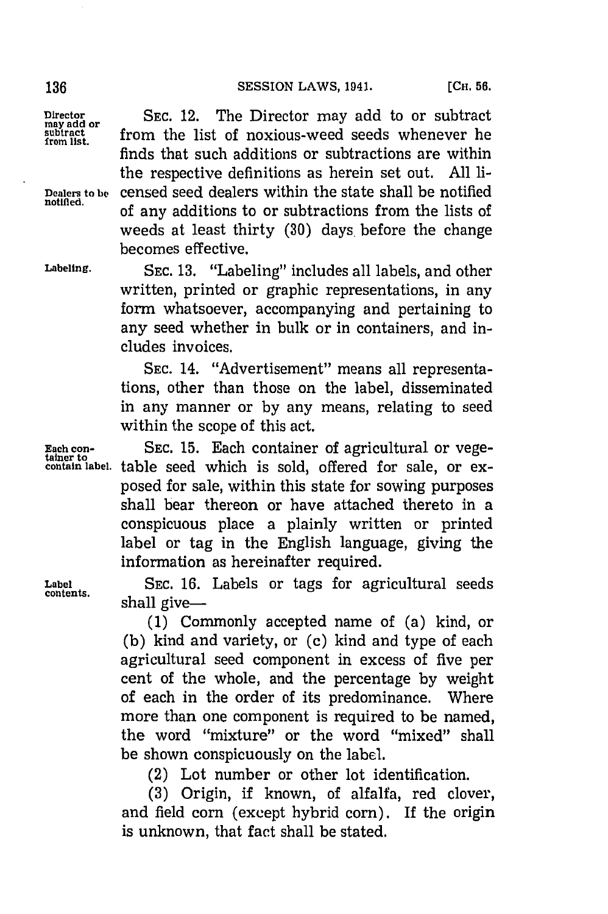Director may add or subtract from list. SEC. 12. The Director may add to or subtract from the list of noxious-weed seeds whenever he finds that such additions or subtractions are within the respective definitions as herein set out. All licensed seed dealers within the state shall be notified of any additions to or subtractions from the lists of weeds at least thirty (30) days before the change becomes effective.

Dealers to be notified.

Labeling. SEC. 13. "Labeling" includes all labels, and other written, printed or graphic representations, in any form whatsoever, accompanying and pertaining to any seed whether in bulk or in containers, and includes invoices.

SEC. 14. "Advertisement" means all representations, other than those on the label, disseminated in any manner or by any means, relating to seed within the scope of this act.

Each container to contain label. SEC. 15. Each container of agricultural or vegetable seed which is sold, offered for sale, or exposed for sale, within this state for sowing purposes shall bear thereon or have attached thereto in a conspicuous place a plainly written or printed label or tag in the English language, giving the information as hereinafter required.

Label contents. SEC. 16. Labels or tags for agricultural seeds shall give—

(1) Commonly accepted name of (a) kind, or (b) kind and variety, or (c) kind and type of each agricultural seed component in excess of five per cent of the whole, and the percentage by weight of each in the order of its predominance. Where more than one component is required to be named, the word "mixture" or the word "mixed" shall be shown conspicuously on the label.

(2) Lot number or other lot identification.

(3) Origin, if known, of alfalfa, red clover, and field corn (except hybrid corn). If the origin is unknown, that fact shall be stated.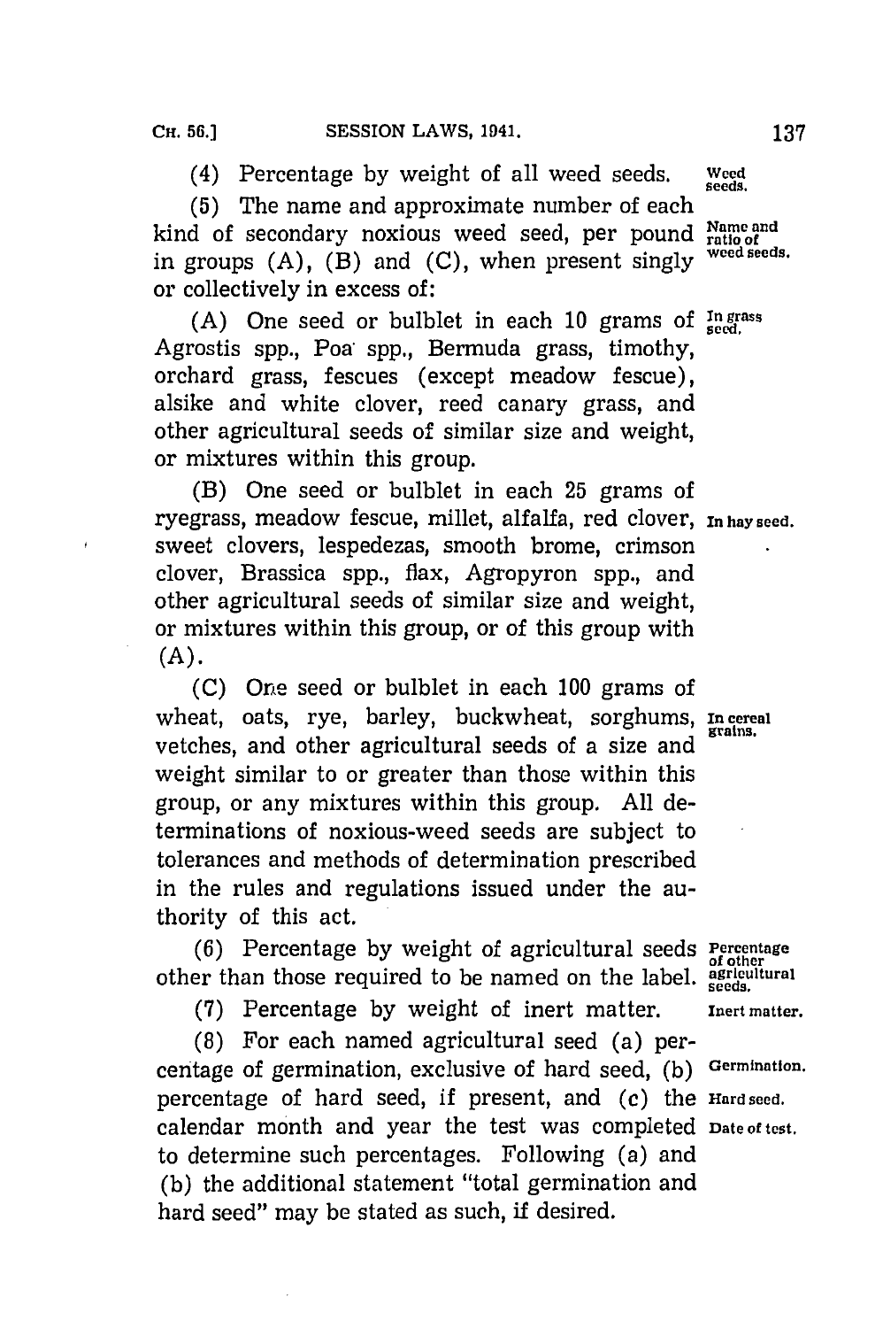(4) Percentage by weight of all weed seeds. Weed seeds.

(5) The name and approximate number of each kind of secondary noxious weed seed, per pound in groups (A), (B) and (C), when present singly or collectively in excess of: Name and ratio of weed seeds.

(A) One seed or bulblet in each 10 grams of Agrostis spp., Poa spp., Bermuda grass, timothy, orchard grass, fescues (except meadow fescue), alsike and white clover, reed canary grass, and other agricultural seeds of similar size and weight, or mixtures within this group. In grass seed.

(B) One seed or bulblet in each 25 grams of ryegrass, meadow fescue, millet, alfalfa, red clover, sweet clovers, lespedezas, smooth brome, crimson clover, Brassica spp., flax, Agropyron spp., and other agricultural seeds of similar size and weight, or mixtures within this group, or of this group with (A). In hay seed.

(C) One seed or bulblet in each 100 grams of wheat, oats, rye, barley, buckwheat, sorghums, vetches, and other agricultural seeds of a size and weight similar to or greater than those within this group, or any mixtures within this group. All determinations of noxious-weed seeds are subject to tolerances and methods of determination prescribed in the rules and regulations issued under the authority of this act. In cereal grains.

(6) Percentage by weight of agricultural seeds other than those required to be named on the label. Percentage of other agricultural seeds.

(7) Percentage by weight of inert matter. Inert matter.

(8) For each named agricultural seed (a) percentage of germination, exclusive of hard seed, (b) percentage of hard seed, if present, and (c) the calendar month and year the test was completed to determine such percentages. Following (a) and (b) the additional statement "total germination and hard seed" may be stated as such, if desired. Germination. Hard seed. Date of test.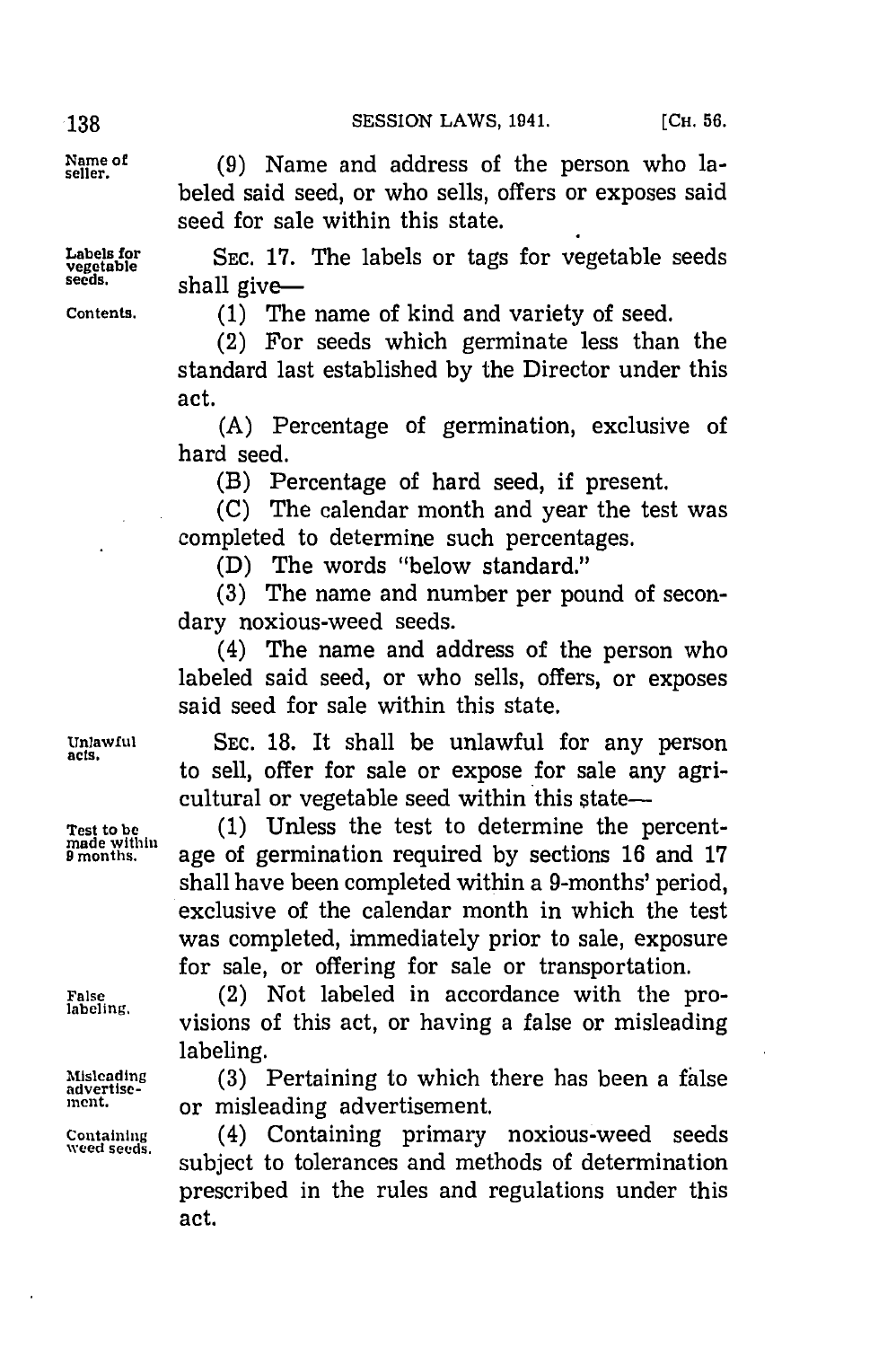**Name of seller.** (9) Name and address of the person who labeled said seed, or who sells, offers or exposes said seed for sale within this state.

**Labels for vegetable seeds.** SEC. 17. The labels or tags for vegetable seeds shall give—

**Contents.** (1) The name of kind and variety of seed.

(2) For seeds which germinate less than the standard last established by the Director under this act.

(A) Percentage of germination, exclusive of hard seed.

(B) Percentage of hard seed, if present.

(C) The calendar month and year the test was completed to determine such percentages.

(D) The words "below standard."

(3) The name and number per pound of secondary noxious-weed seeds.

(4) The name and address of the person who labeled said seed, or who sells, offers, or exposes said seed for sale within this state.

**Unlawful acts.** SEC. 18. It shall be unlawful for any person to sell, offer for sale or expose for sale any agricultural or vegetable seed within this state—

**Test to be made within 9 months.** (1) Unless the test to determine the percentage of germination required by sections 16 and 17 shall have been completed within a 9-months' period, exclusive of the calendar month in which the test was completed, immediately prior to sale, exposure for sale, or offering for sale or transportation.

**False labeling.** (2) Not labeled in accordance with the provisions of this act, or having a false or misleading labeling.

**Misleading advertisement.** (3) Pertaining to which there has been a false or misleading advertisement.

**Containing weed seeds.** (4) Containing primary noxious-weed seeds subject to tolerances and methods of determination prescribed in the rules and regulations under this act.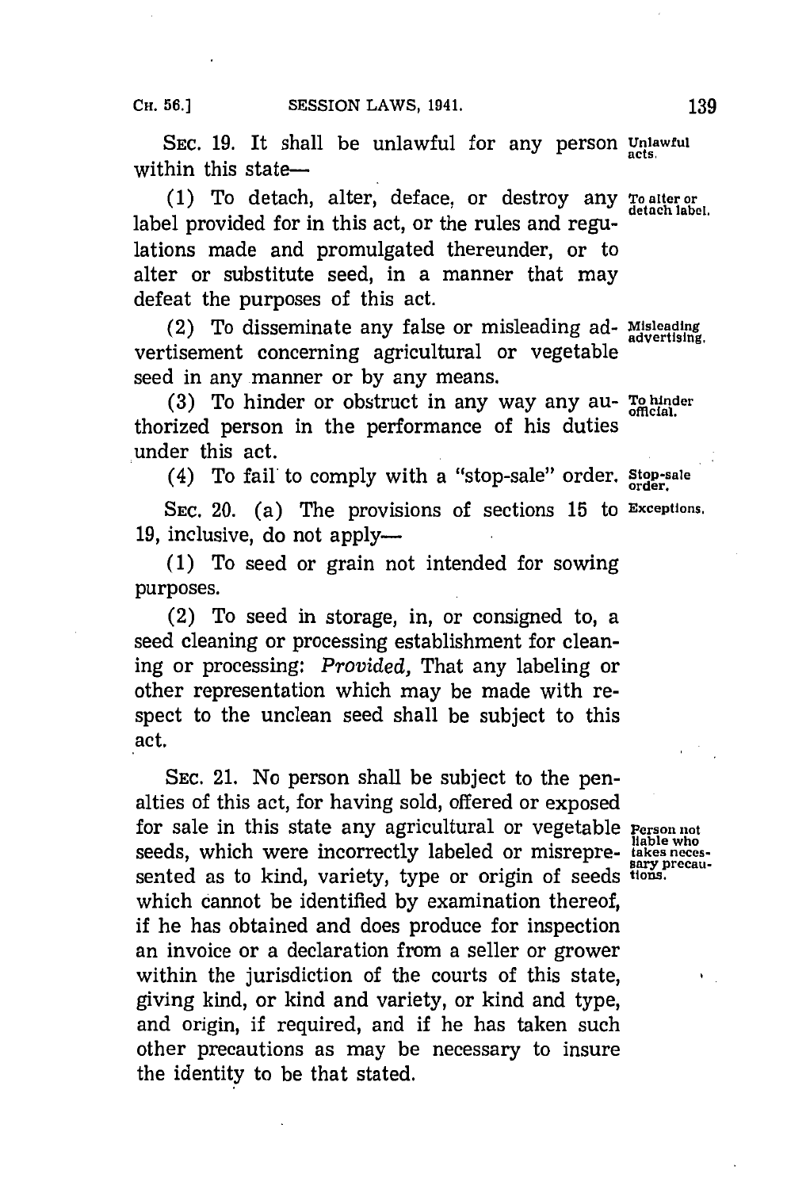SEC. 19. It shall be unlawful for any person within this state— **Unlawful acts.**

(1) To detach, alter, deface, or destroy any label provided for in this act, or the rules and regulations made and promulgated thereunder, or to alter or substitute seed, in a manner that may defeat the purposes of this act. **To alter or detach label.**

(2) To disseminate any false or misleading advertisement concerning agricultural or vegetable seed in any manner or by any means. **Misleading advertising.**

(3) To hinder or obstruct in any way any authorized person in the performance of his duties under this act. **To hinder official.**

(4) To fail to comply with a "stop-sale" order. **Stop-sale order.**

SEC. 20. (a) The provisions of sections 15 to 19, inclusive, do not apply— **Exceptions.**

(1) To seed or grain not intended for sowing purposes.

(2) To seed in storage, in, or consigned to, a seed cleaning or processing establishment for cleaning or processing: *Provided,* That any labeling or other representation which may be made with respect to the unclean seed shall be subject to this act.

SEC. 21. No person shall be subject to the penalties of this act, for having sold, offered or exposed for sale in this state any agricultural or vegetable seeds, which were incorrectly labeled or misrepresented as to kind, variety, type or origin of seeds which cannot be identified by examination thereof, if he has obtained and does produce for inspection an invoice or a declaration from a seller or grower within the jurisdiction of the courts of this state, giving kind, or kind and variety, or kind and type, and origin, if required, and if he has taken such other precautions as may be necessary to insure the identity to be that stated. **Person not liable who takes necessary precautions.**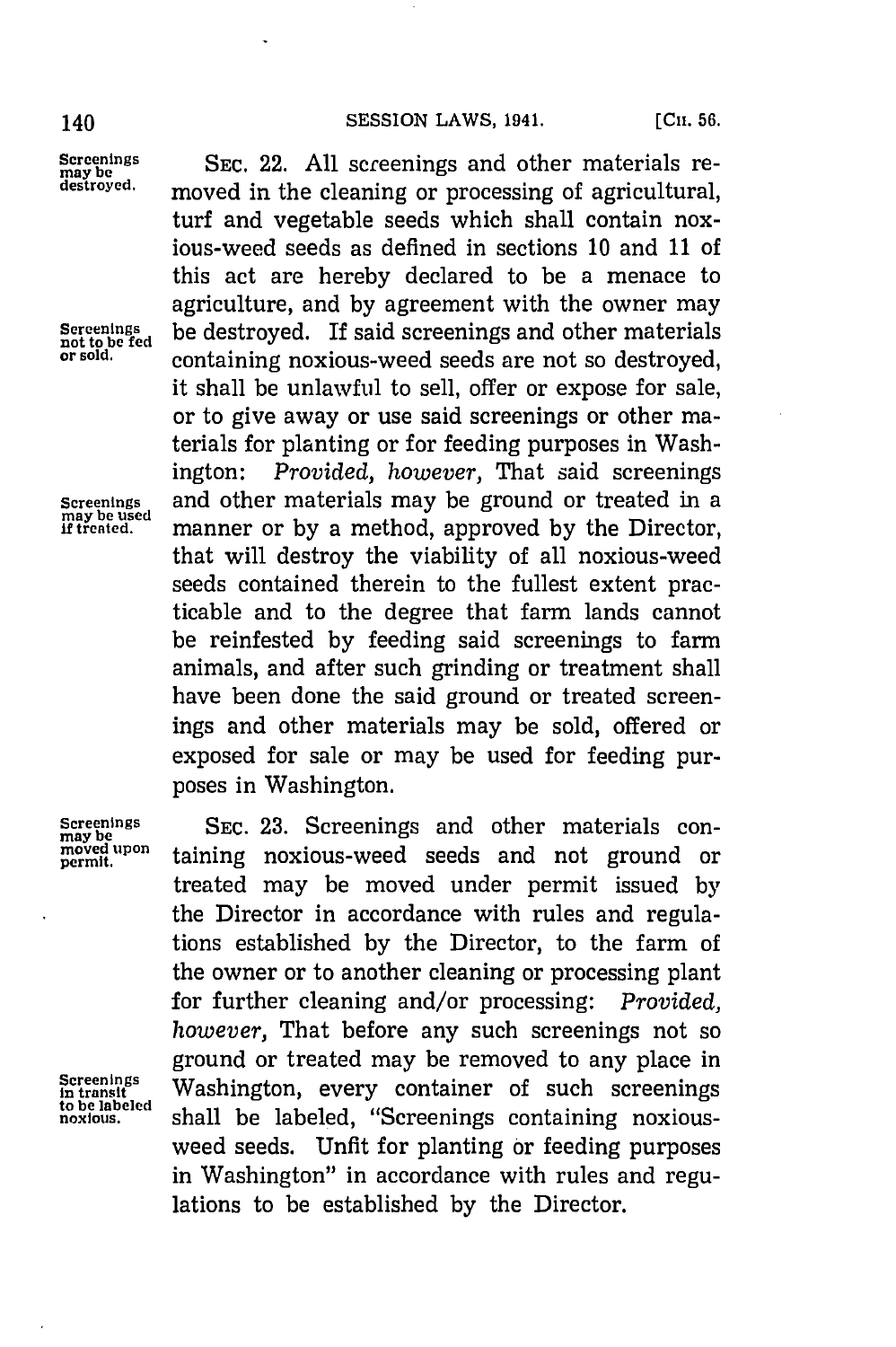**Screenings may be destroyed.**

SEC. 22. All screenings and other materials removed in the cleaning or processing of agricultural, turf and vegetable seeds which shall contain noxious-weed seeds as defined in sections 10 and 11 of this act are hereby declared to be a menace to agriculture, and by agreement with the owner may be destroyed. If said screenings and other materials containing noxious-weed seeds are not so destroyed, it shall be unlawful to sell, offer or expose for sale, or to give away or use said screenings or other materials for planting or for feeding purposes in Washington: *Provided, however,* That said screenings and other materials may be ground or treated in a manner or by a method, approved by the Director, that will destroy the viability of all noxious-weed seeds contained therein to the fullest extent practicable and to the degree that farm lands cannot be reinfested by feeding said screenings to farm animals, and after such grinding or treatment shall have been done the said ground or treated screenings and other materials may be sold, offered or exposed for sale or may be used for feeding purposes in Washington.

*Screenings not to be fed or sold.*

*Screenings may be used if treated.*

**Screenings may be moved upon permit.**

SEC. 23. Screenings and other materials containing noxious-weed seeds and not ground or treated may be moved under permit issued by the Director in accordance with rules and regulations established by the Director, to the farm of the owner or to another cleaning or processing plant for further cleaning and/or processing: *Provided, however,* That before any such screenings not so ground or treated may be removed to any place in Washington, every container of such screenings shall be labeled, "Screenings containing noxious-weed seeds. Unfit for planting or feeding purposes in Washington" in accordance with rules and regulations to be established by the Director.

*Screenings in transit to be labeled noxious.*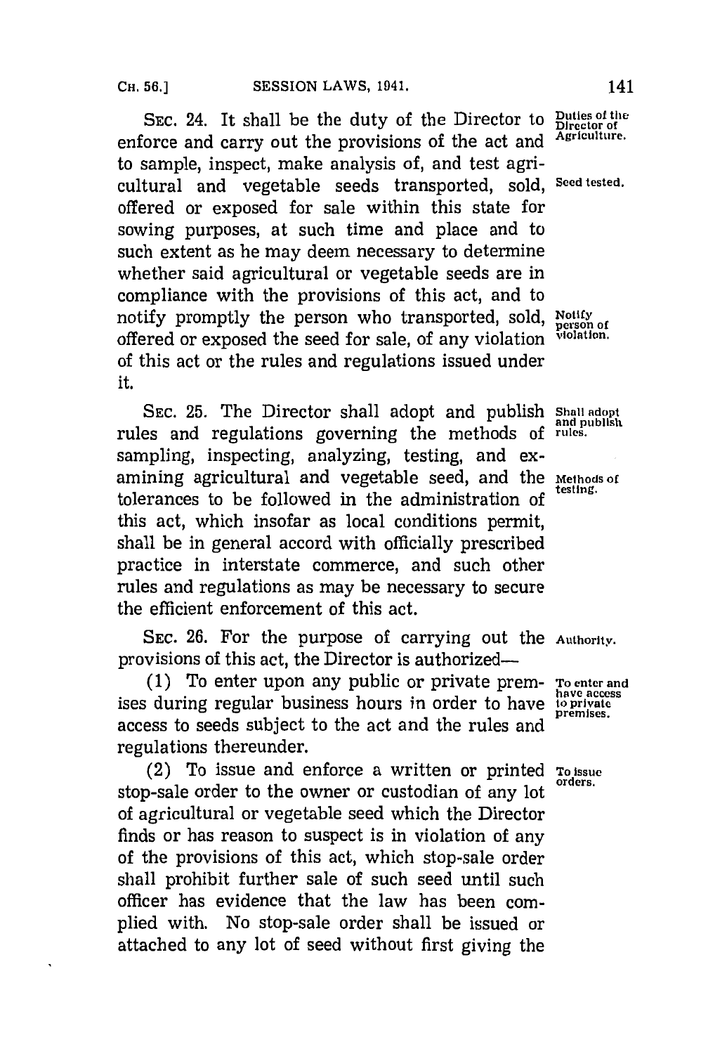SEC. 24. It shall be the duty of the Director to enforce and carry out the provisions of the act and to sample, inspect, make analysis of, and test agricultural and vegetable seeds transported, sold, offered or exposed for sale within this state for sowing purposes, at such time and place and to such extent as he may deem necessary to determine whether said agricultural or vegetable seeds are in compliance with the provisions of this act, and to notify promptly the person who transported, sold, offered or exposed the seed for sale, of any violation of this act or the rules and regulations issued under it.

*Duties of the Director of Agriculture.*

*Seed tested.*

*Notify person of violation.*

SEC. 25. The Director shall adopt and publish rules and regulations governing the methods of sampling, inspecting, analyzing, testing, and examining agricultural and vegetable seed, and the tolerances to be followed in the administration of this act, which insofar as local conditions permit, shall be in general accord with officially prescribed practice in interstate commerce, and such other rules and regulations as may be necessary to secure the efficient enforcement of this act.

*Shall adopt and publish rules.*

*Methods of testing.*

SEC. 26. For the purpose of carrying out the provisions of this act, the Director is authorized—

*Authority.*

(1) To enter upon any public or private premises during regular business hours in order to have access to seeds subject to the act and the rules and regulations thereunder.

*To enter and have access to private premises.*

(2) To issue and enforce a written or printed stop-sale order to the owner or custodian of any lot of agricultural or vegetable seed which the Director finds or has reason to suspect is in violation of any of the provisions of this act, which stop-sale order shall prohibit further sale of such seed until such officer has evidence that the law has been complied with. No stop-sale order shall be issued or attached to any lot of seed without first giving the

*To issue orders.*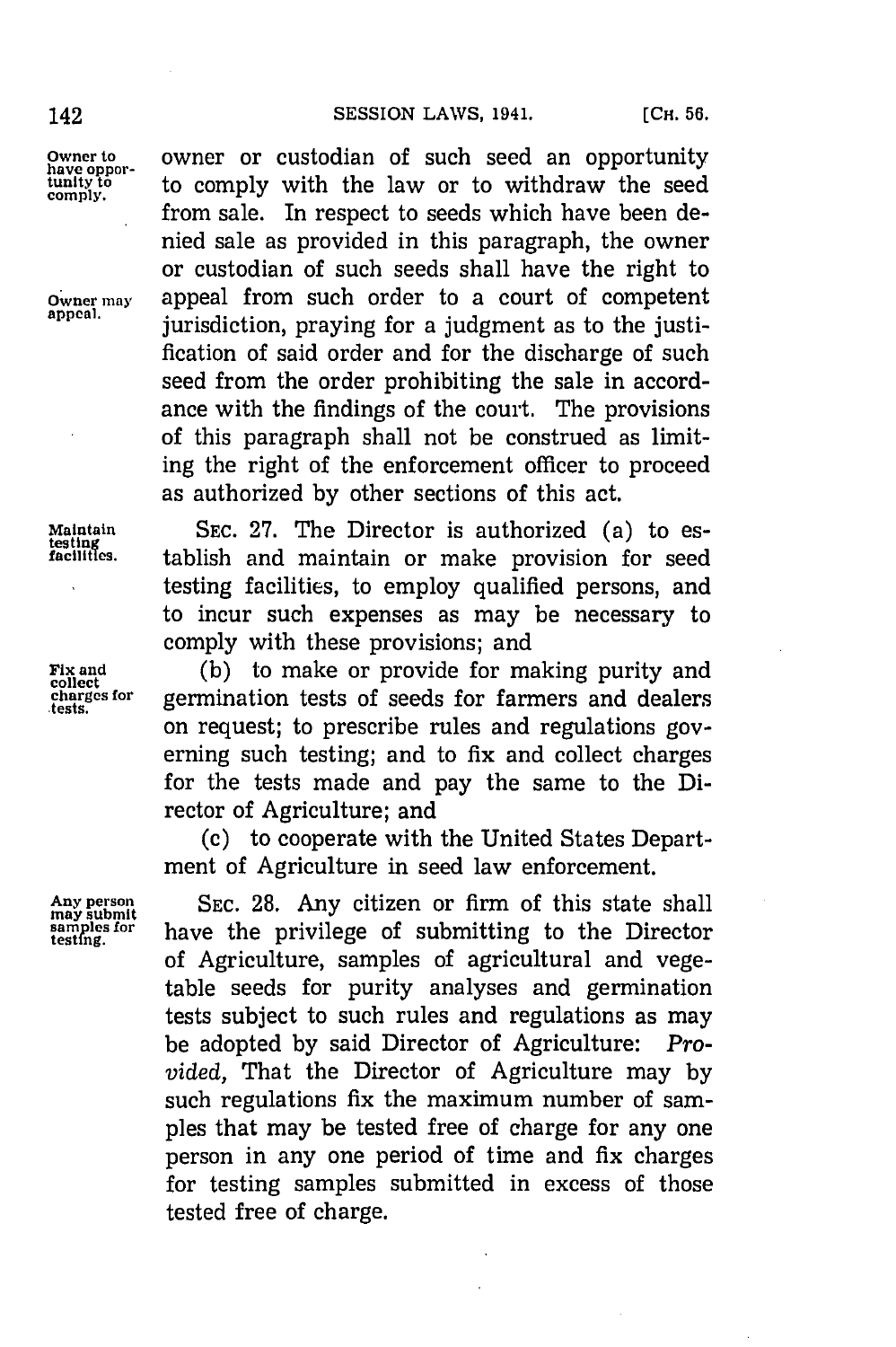owner or custodian of such seed an opportunity to comply with the law or to withdraw the seed from sale. In respect to seeds which have been denied sale as provided in this paragraph, the owner or custodian of such seeds shall have the right to appeal from such order to a court of competent jurisdiction, praying for a judgment as to the justification of said order and for the discharge of such seed from the order prohibiting the sale in accordance with the findings of the court. The provisions of this paragraph shall not be construed as limiting the right of the enforcement officer to proceed as authorized by other sections of this act.

SEC. 27. The Director is authorized (a) to establish and maintain or make provision for seed testing facilities, to employ qualified persons, and to incur such expenses as may be necessary to comply with these provisions; and

(b) to make or provide for making purity and germination tests of seeds for farmers and dealers on request; to prescribe rules and regulations governing such testing; and to fix and collect charges for the tests made and pay the same to the Director of Agriculture; and

(c) to cooperate with the United States Department of Agriculture in seed law enforcement.

SEC. 28. Any citizen or firm of this state shall have the privilege of submitting to the Director of Agriculture, samples of agricultural and vegetable seeds for purity analyses and germination tests subject to such rules and regulations as may be adopted by said Director of Agriculture: *Provided*, That the Director of Agriculture may by such regulations fix the maximum number of samples that may be tested free of charge for any one person in any one period of time and fix charges for testing samples submitted in excess of those tested free of charge.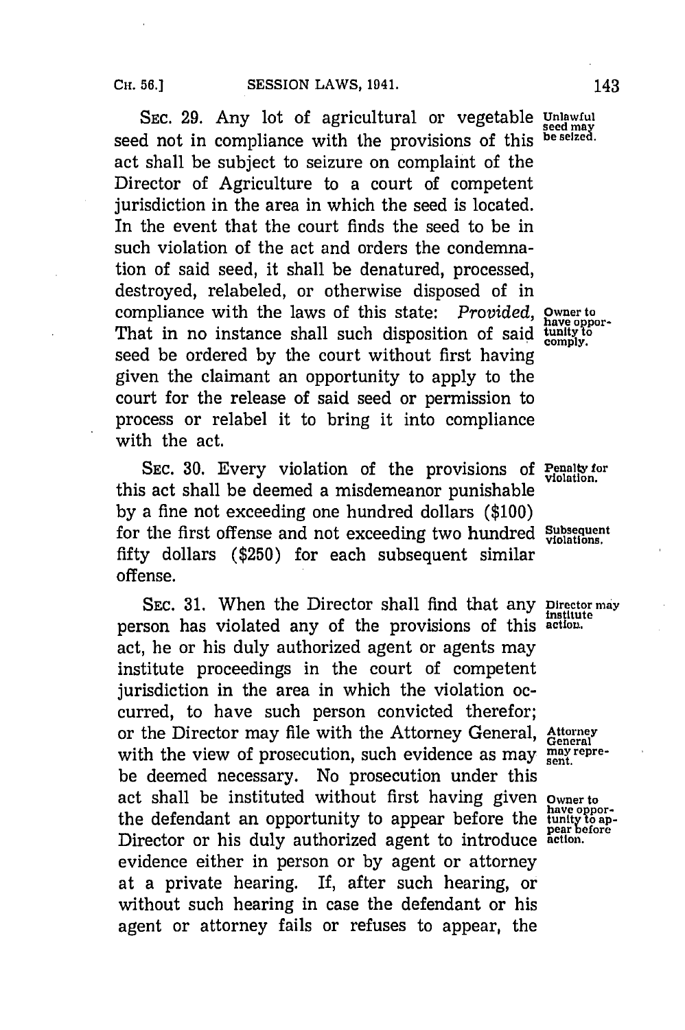SEC. 29. Any lot of agricultural or vegetable seed not in compliance with the provisions of this act shall be subject to seizure on complaint of the Director of Agriculture to a court of competent jurisdiction in the area in which the seed is located. In the event that the court finds the seed to be in such violation of the act and orders the condemnation of said seed, it shall be denatured, processed, destroyed, relabeled, or otherwise disposed of in compliance with the laws of this state: *Provided*, That in no instance shall such disposition of said seed be ordered by the court without first having given the claimant an opportunity to apply to the court for the release of said seed or permission to process or relabel it to bring it into compliance with the act.

Unlawful seed may be seized.

Owner to have opportunity to comply.

SEC. 30. Every violation of the provisions of this act shall be deemed a misdemeanor punishable by a fine not exceeding one hundred dollars ($100) for the first offense and not exceeding two hundred fifty dollars ($250) for each subsequent similar offense.

Penalty for violation.

Subsequent violations.

SEC. 31. When the Director shall find that any person has violated any of the provisions of this act, he or his duly authorized agent or agents may institute proceedings in the court of competent jurisdiction in the area in which the violation occurred, to have such person convicted therefor; or the Director may file with the Attorney General, with the view of prosecution, such evidence as may be deemed necessary. No prosecution under this act shall be instituted without first having given the defendant an opportunity to appear before the Director or his duly authorized agent to introduce evidence either in person or by agent or attorney at a private hearing. If, after such hearing, or without such hearing in case the defendant or his agent or attorney fails or refuses to appear, the

Director may institute action.

Attorney General may represent.

Owner to have opportunity to appear before action.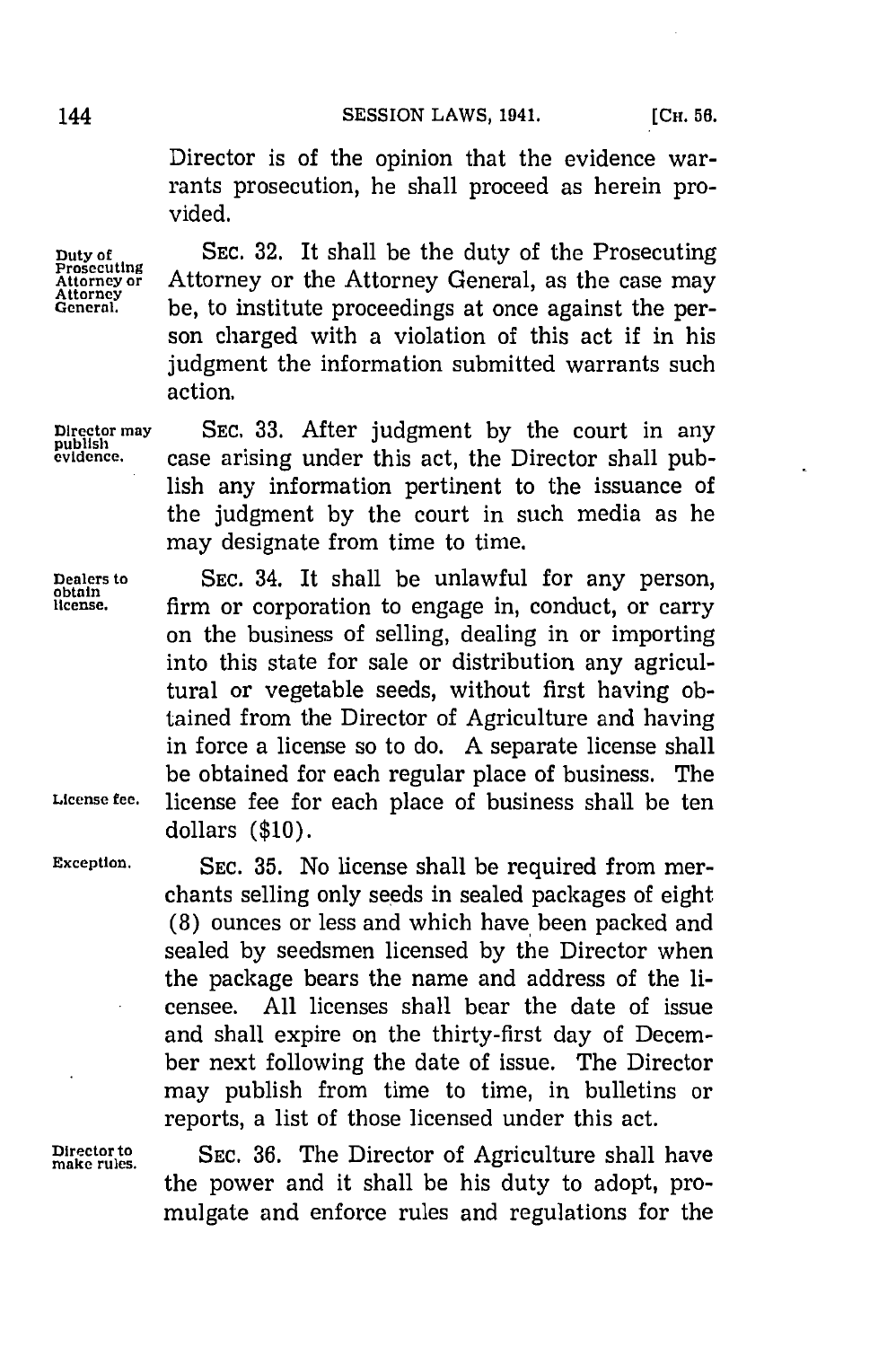Director is of the opinion that the evidence warrants prosecution, he shall proceed as herein provided.

Duty of Prosecuting Attorney or Attorney General.

SEC. 32. It shall be the duty of the Prosecuting Attorney or the Attorney General, as the case may be, to institute proceedings at once against the person charged with a violation of this act if in his judgment the information submitted warrants such action.

Director may publish evidence.

SEC. 33. After judgment by the court in any case arising under this act, the Director shall publish any information pertinent to the issuance of the judgment by the court in such media as he may designate from time to time.

Dealers to obtain license.

SEC. 34. It shall be unlawful for any person, firm or corporation to engage in, conduct, or carry on the business of selling, dealing in or importing into this state for sale or distribution any agricultural or vegetable seeds, without first having obtained from the Director of Agriculture and having in force a license so to do. A separate license shall be obtained for each regular place of business. The license fee for each place of business shall be ten dollars ($10).

License fee.

Exception.

SEC. 35. No license shall be required from merchants selling only seeds in sealed packages of eight (8) ounces or less and which have been packed and sealed by seedsmen licensed by the Director when the package bears the name and address of the licensee. All licenses shall bear the date of issue and shall expire on the thirty-first day of December next following the date of issue. The Director may publish from time to time, in bulletins or reports, a list of those licensed under this act.

Director to make rules.

SEC. 36. The Director of Agriculture shall have the power and it shall be his duty to adopt, promulgate and enforce rules and regulations for the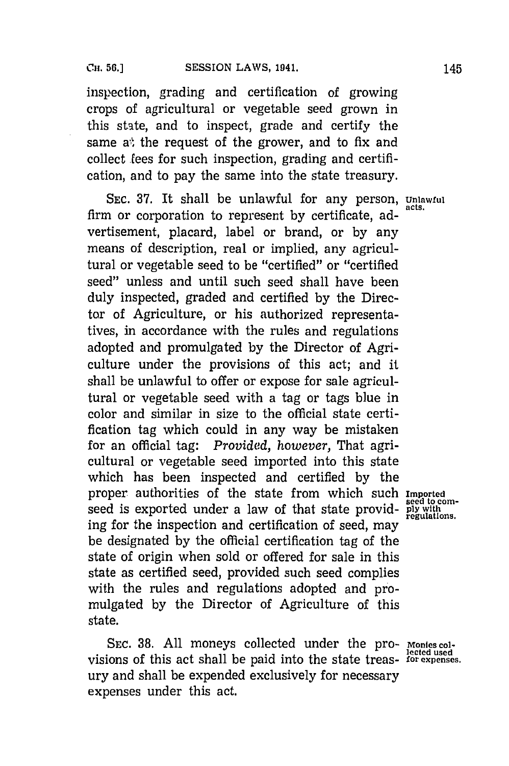inspection, grading and certification of growing crops of agricultural or vegetable seed grown in this state, and to inspect, grade and certify the same at the request of the grower, and to fix and collect fees for such inspection, grading and certification, and to pay the same into the state treasury.

SEC. 37. It shall be unlawful for any person, firm or corporation to represent by certificate, advertisement, placard, label or brand, or by any means of description, real or implied, any agricultural or vegetable seed to be "certified" or "certified seed" unless and until such seed shall have been duly inspected, graded and certified by the Director of Agriculture, or his authorized representatives, in accordance with the rules and regulations adopted and promulgated by the Director of Agriculture under the provisions of this act; and it shall be unlawful to offer or expose for sale agricultural or vegetable seed with a tag or tags blue in color and similar in size to the official state certification tag which could in any way be mistaken for an official tag: *Provided, however,* That agricultural or vegetable seed imported into this state which has been inspected and certified by the proper authorities of the state from which such seed is exported under a law of that state providing for the inspection and certification of seed, may be designated by the official certification tag of the state of origin when sold or offered for sale in this state as certified seed, provided such seed complies with the rules and regulations adopted and promulgated by the Director of Agriculture of this state.

Unlawful acts.

Imported seed to comply with regulations.

SEC. 38. All moneys collected under the provisions of this act shall be paid into the state treasury and shall be expended exclusively for necessary expenses under this act.

Monies collected used for expenses.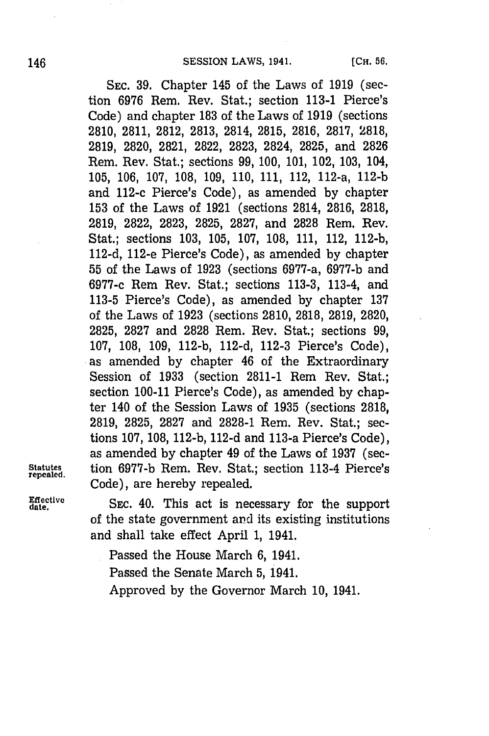SEC. 39. Chapter 145 of the Laws of 1919 (section 6976 Rem. Rev. Stat.; section 113-1 Pierce's Code) and chapter 183 of the Laws of 1919 (sections 2810, 2811, 2812, 2813, 2814, 2815, 2816, 2817, 2818, 2819, 2820, 2821, 2822, 2823, 2824, 2825, and 2826 Rem. Rev. Stat.; sections 99, 100, 101, 102, 103, 104, 105, 106, 107, 108, 109, 110, 111, 112, 112-a, 112-b and 112-c Pierce's Code), as amended by chapter 153 of the Laws of 1921 (sections 2814, 2816, 2818, 2819, 2822, 2823, 2825, 2827, and 2828 Rem. Rev. Stat.; sections 103, 105, 107, 108, 111, 112, 112-b, 112-d, 112-e Pierce's Code), as amended by chapter 55 of the Laws of 1923 (sections 6977-a, 6977-b and 6977-c Rem Rev. Stat.; sections 113-3, 113-4, and 113-5 Pierce's Code), as amended by chapter 137 of the Laws of 1923 (sections 2810, 2818, 2819, 2820, 2825, 2827 and 2828 Rem. Rev. Stat.; sections 99, 107, 108, 109, 112-b, 112-d, 112-3 Pierce's Code), as amended by chapter 46 of the Extraordinary Session of 1933 (section 2811-1 Rem Rev. Stat.; section 100-11 Pierce's Code), as amended by chapter 140 of the Session Laws of 1935 (sections 2818, 2819, 2825, 2827 and 2828-1 Rem. Rev. Stat.; sections 107, 108, 112-b, 112-d and 113-a Pierce's Code), as amended by chapter 49 of the Laws of 1937 (section 6977-b Rem. Rev. Stat.; section 113-4 Pierce's Code), are hereby repealed.

Statutes repealed.

SEC. 40. This act is necessary for the support of the state government and its existing institutions and shall take effect April 1, 1941.

Effective date.

Passed the House March 6, 1941.

Passed the Senate March 5, 1941.

Approved by the Governor March 10, 1941.